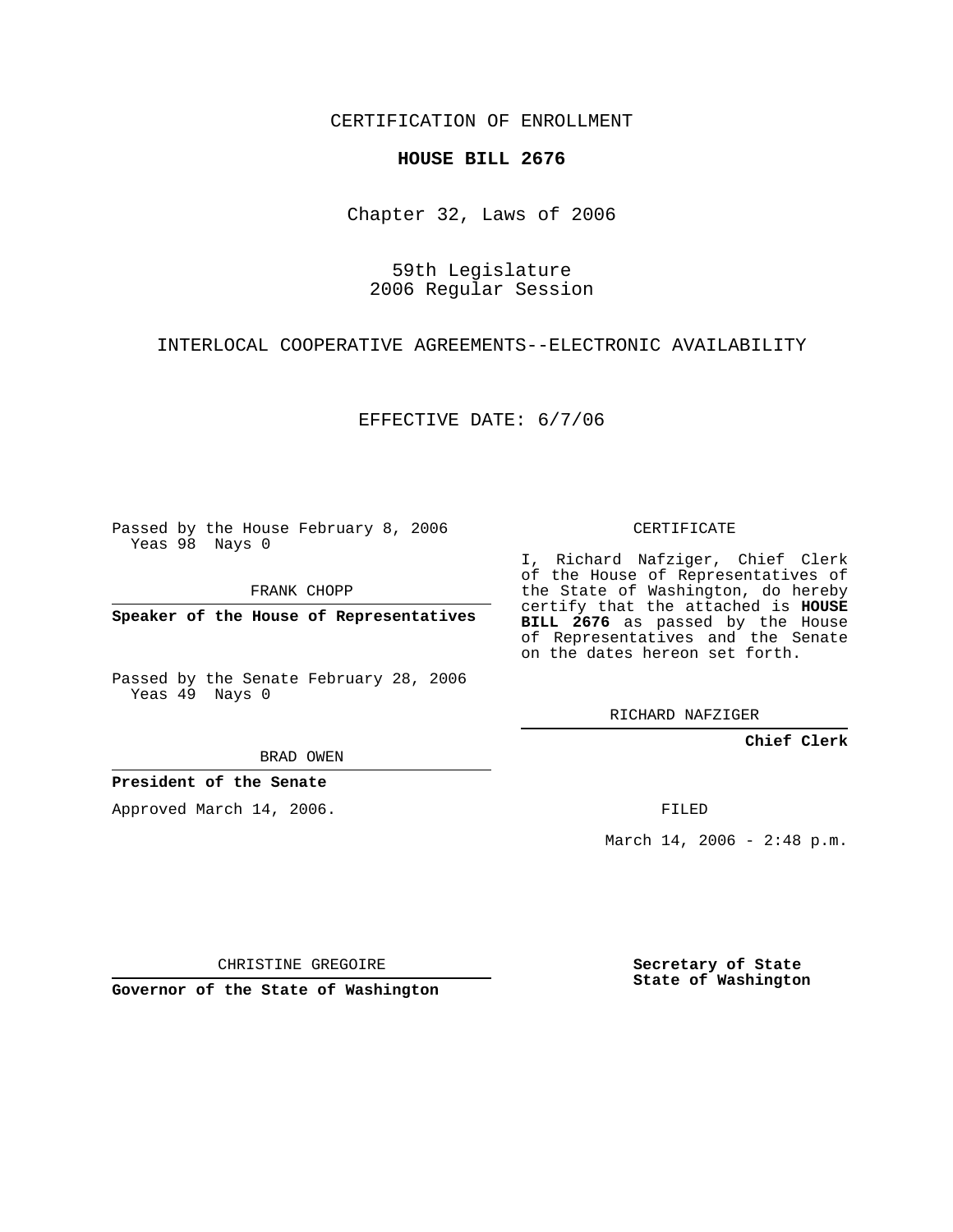CERTIFICATION OF ENROLLMENT

# HOUSE BILL 2676

Chapter 32, Laws of 2006

59th Legislature
2006 Regular Session

INTERLOCAL COOPERATIVE AGREEMENTS--ELECTRONIC AVAILABILITY

EFFECTIVE DATE: 6/7/06

Passed by the House February 8, 2006
Yeas 98 Nays 0

FRANK CHOPP

**Speaker of the House of Representatives**

Passed by the Senate February 28, 2006
Yeas 49 Nays 0

BRAD OWEN

**President of the Senate**

Approved March 14, 2006.

CHRISTINE GREGOIRE

**Governor of the State of Washington**

CERTIFICATE

I, Richard Nafziger, Chief Clerk of the House of Representatives of the State of Washington, do hereby certify that the attached is **HOUSE BILL 2676** as passed by the House of Representatives and the Senate on the dates hereon set forth.

RICHARD NAFZIGER

**Chief Clerk**

FILED

March 14, 2006 - 2:48 p.m.

**Secretary of State**
**State of Washington**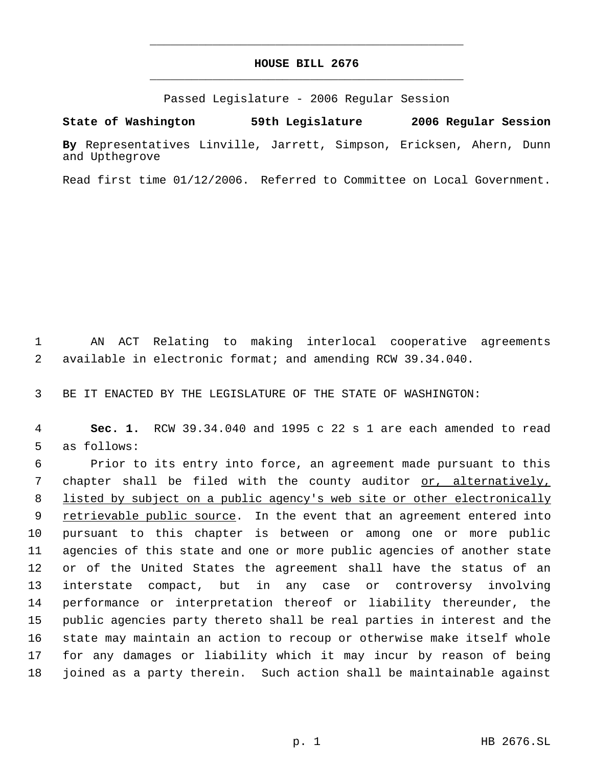# HOUSE BILL 2676

Passed Legislature - 2006 Regular Session

**State of Washington 59th Legislature 2006 Regular Session**

**By** Representatives Linville, Jarrett, Simpson, Ericksen, Ahern, Dunn and Upthegrove

Read first time 01/12/2006. Referred to Committee on Local Government.

AN ACT Relating to making interlocal cooperative agreements available in electronic format; and amending RCW 39.34.040.

BE IT ENACTED BY THE LEGISLATURE OF THE STATE OF WASHINGTON:

**Sec. 1.** RCW 39.34.040 and 1995 c 22 s 1 are each amended to read as follows:

Prior to its entry into force, an agreement made pursuant to this chapter shall be filed with the county auditor <u>or, alternatively, listed by subject on a public agency's web site or other electronically retrievable public source</u>. In the event that an agreement entered into pursuant to this chapter is between or among one or more public agencies of this state and one or more public agencies of another state or of the United States the agreement shall have the status of an interstate compact, but in any case or controversy involving performance or interpretation thereof or liability thereunder, the public agencies party thereto shall be real parties in interest and the state may maintain an action to recoup or otherwise make itself whole for any damages or liability which it may incur by reason of being joined as a party therein. Such action shall be maintainable against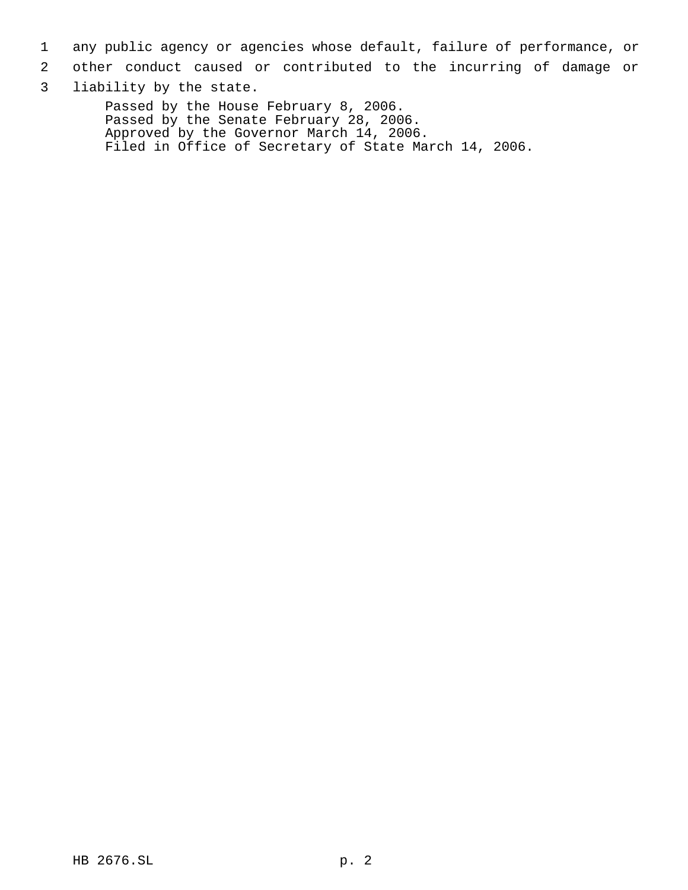any public agency or agencies whose default, failure of performance, or other conduct caused or contributed to the incurring of damage or liability by the state.

Passed by the House February 8, 2006.
Passed by the Senate February 28, 2006.
Approved by the Governor March 14, 2006.
Filed in Office of Secretary of State March 14, 2006.